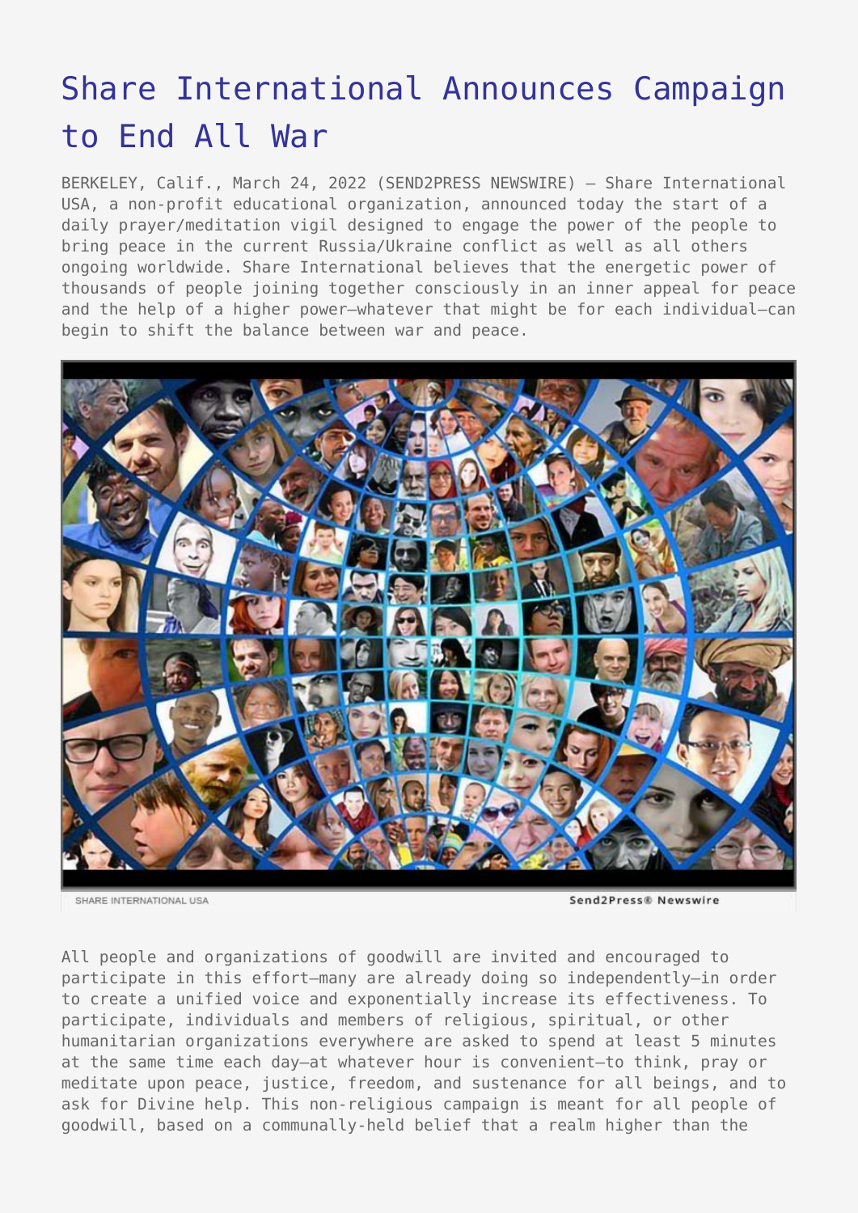# Share International Announces Campaign to End All War

BERKELEY, Calif., March 24, 2022 (SEND2PRESS NEWSWIRE) — Share International USA, a non-profit educational organization, announced today the start of a daily prayer/meditation vigil designed to engage the power of the people to bring peace in the current Russia/Ukraine conflict as well as all others ongoing worldwide. Share International believes that the energetic power of thousands of people joining together consciously in an inner appeal for peace and the help of a higher power—whatever that might be for each individual—can begin to shift the balance between war and peace.

SHARE INTERNATIONAL USA Send2Press® Newswire

All people and organizations of goodwill are invited and encouraged to participate in this effort—many are already doing so independently—in order to create a unified voice and exponentially increase its effectiveness. To participate, individuals and members of religious, spiritual, or other humanitarian organizations everywhere are asked to spend at least 5 minutes at the same time each day—at whatever hour is convenient—to think, pray or meditate upon peace, justice, freedom, and sustenance for all beings, and to ask for Divine help. This non-religious campaign is meant for all people of goodwill, based on a communally-held belief that a realm higher than the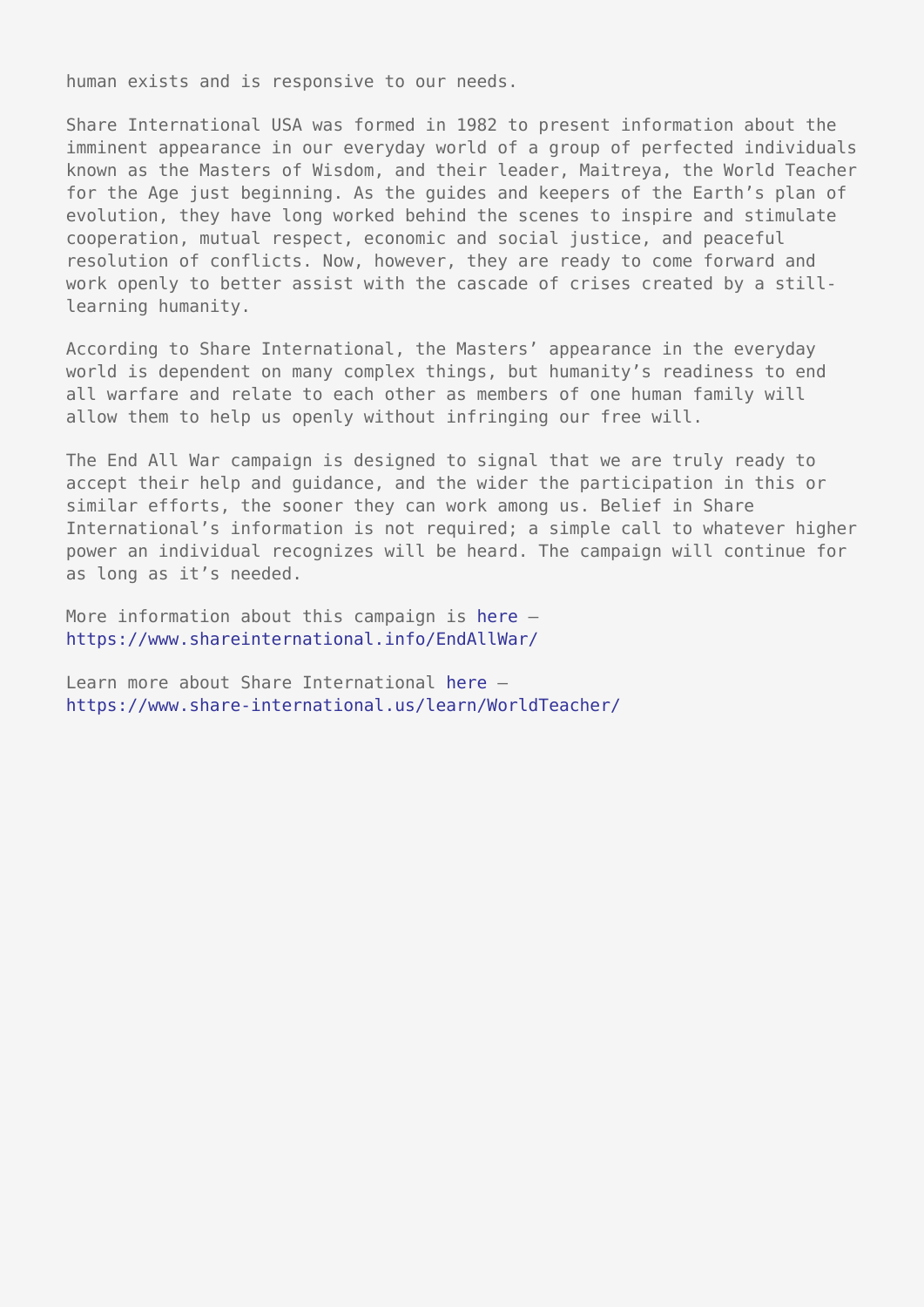human exists and is responsive to our needs.

Share International USA was formed in 1982 to present information about the imminent appearance in our everyday world of a group of perfected individuals known as the Masters of Wisdom, and their leader, Maitreya, the World Teacher for the Age just beginning. As the guides and keepers of the Earth's plan of evolution, they have long worked behind the scenes to inspire and stimulate cooperation, mutual respect, economic and social justice, and peaceful resolution of conflicts. Now, however, they are ready to come forward and work openly to better assist with the cascade of crises created by a still-learning humanity.

According to Share International, the Masters' appearance in the everyday world is dependent on many complex things, but humanity's readiness to end all warfare and relate to each other as members of one human family will allow them to help us openly without infringing our free will.

The End All War campaign is designed to signal that we are truly ready to accept their help and guidance, and the wider the participation in this or similar efforts, the sooner they can work among us. Belief in Share International's information is not required; a simple call to whatever higher power an individual recognizes will be heard. The campaign will continue for as long as it's needed.

More information about this campaign is here – https://www.shareinternational.info/EndAllWar/

Learn more about Share International here – https://www.share-international.us/learn/WorldTeacher/